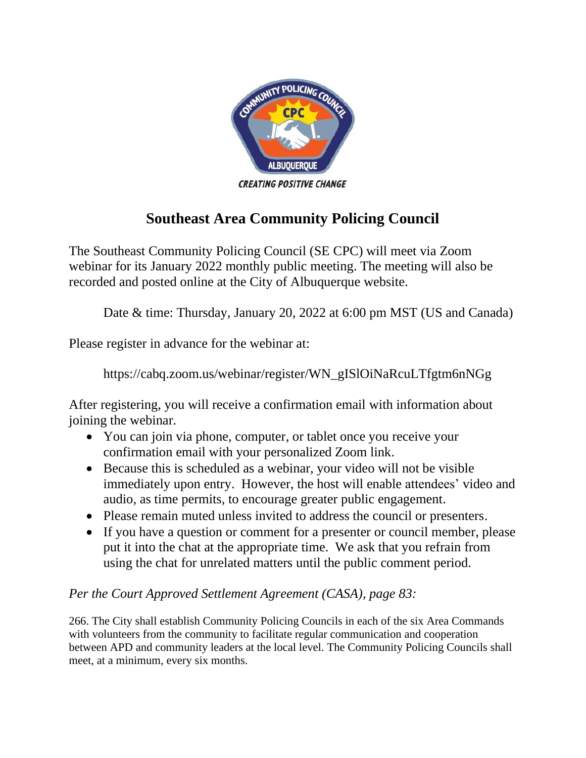# Southeast Area Community Policing Council

The Southeast Community Policing Council (SE CPC) will meet via Zoom webinar for its January 2022 monthly public meeting. The meeting will also be recorded and posted online at the City of Albuquerque website.

Date & time: Thursday, January 20, 2022 at 6:00 pm MST (US and Canada)

Please register in advance for the webinar at:

https://cabq.zoom.us/webinar/register/WN_gISlOiNaRcuLTfgtm6nNGg

After registering, you will receive a confirmation email with information about joining the webinar.

- You can join via phone, computer, or tablet once you receive your confirmation email with your personalized Zoom link.
- Because this is scheduled as a webinar, your video will not be visible immediately upon entry. However, the host will enable attendees' video and audio, as time permits, to encourage greater public engagement.
- Please remain muted unless invited to address the council or presenters.
- If you have a question or comment for a presenter or council member, please put it into the chat at the appropriate time. We ask that you refrain from using the chat for unrelated matters until the public comment period.

*Per the Court Approved Settlement Agreement (CASA), page 83:*

266. The City shall establish Community Policing Councils in each of the six Area Commands with volunteers from the community to facilitate regular communication and cooperation between APD and community leaders at the local level. The Community Policing Councils shall meet, at a minimum, every six months.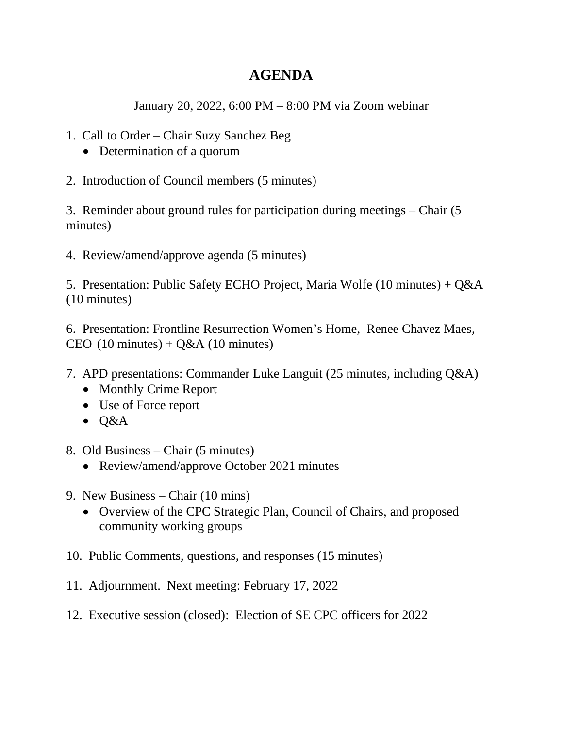# AGENDA

January 20, 2022, 6:00 PM – 8:00 PM via Zoom webinar

1. Call to Order – Chair Suzy Sanchez Beg
   - Determination of a quorum

2. Introduction of Council members (5 minutes)

3. Reminder about ground rules for participation during meetings – Chair (5 minutes)

4. Review/amend/approve agenda (5 minutes)

5. Presentation: Public Safety ECHO Project, Maria Wolfe (10 minutes) + Q&A (10 minutes)

6. Presentation: Frontline Resurrection Women's Home, Renee Chavez Maes, CEO (10 minutes) + Q&A (10 minutes)

7. APD presentations: Commander Luke Languit (25 minutes, including Q&A)
   - Monthly Crime Report
   - Use of Force report
   - Q&A

8. Old Business – Chair (5 minutes)
   - Review/amend/approve October 2021 minutes

9. New Business – Chair (10 mins)
   - Overview of the CPC Strategic Plan, Council of Chairs, and proposed community working groups

10. Public Comments, questions, and responses (15 minutes)

11. Adjournment. Next meeting: February 17, 2022

12. Executive session (closed): Election of SE CPC officers for 2022